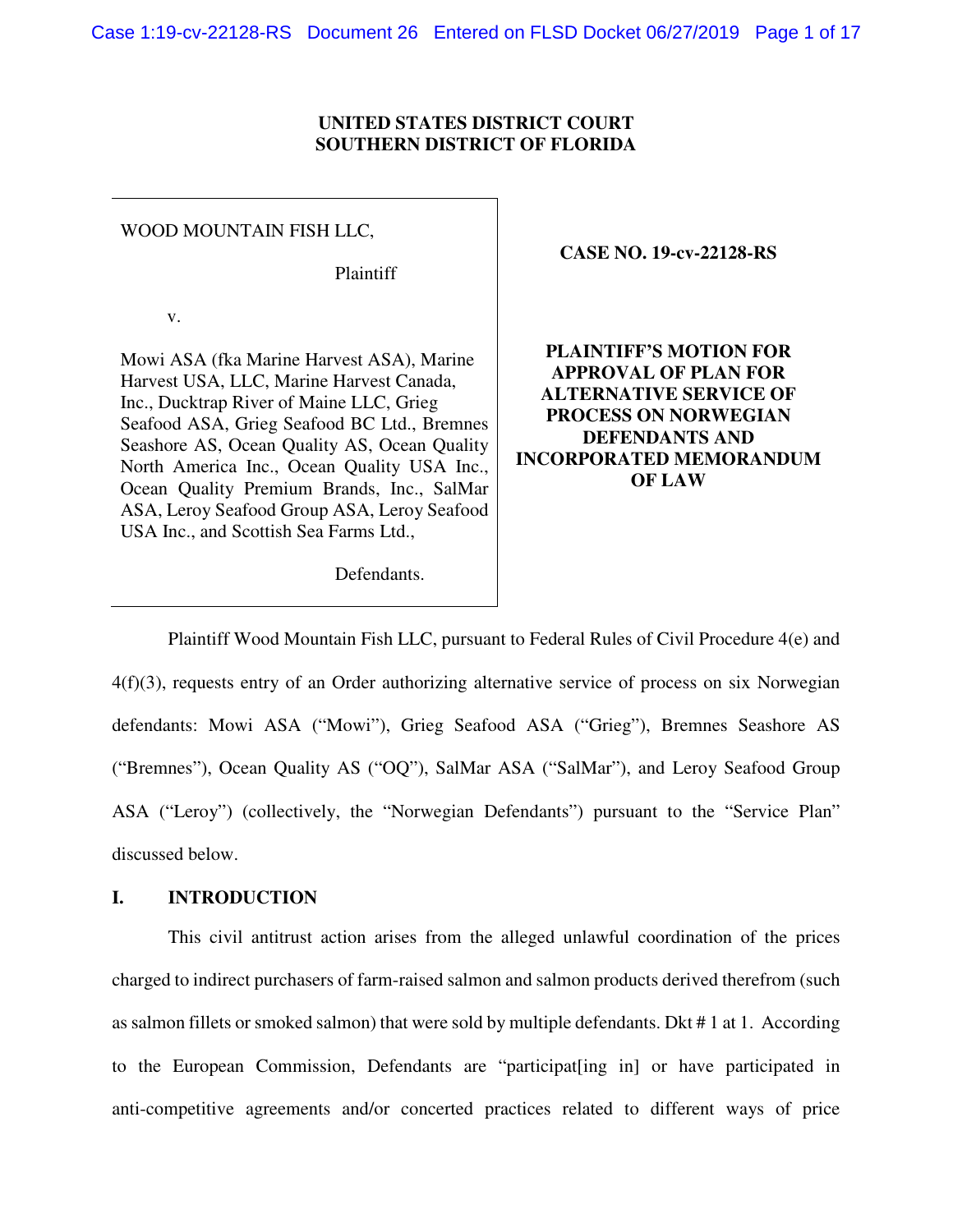**UNITED STATES DISTRICT COURT**
**SOUTHERN DISTRICT OF FLORIDA**

WOOD MOUNTAIN FISH LLC,

Plaintiff

v.

Mowi ASA (fka Marine Harvest ASA), Marine Harvest USA, LLC, Marine Harvest Canada, Inc., Ducktrap River of Maine LLC, Grieg Seafood ASA, Grieg Seafood BC Ltd., Bremnes Seashore AS, Ocean Quality AS, Ocean Quality North America Inc., Ocean Quality USA Inc., Ocean Quality Premium Brands, Inc., SalMar ASA, Leroy Seafood Group ASA, Leroy Seafood USA Inc., and Scottish Sea Farms Ltd.,

Defendants.

**CASE NO. 19-cv-22128-RS**

**PLAINTIFF'S MOTION FOR APPROVAL OF PLAN FOR ALTERNATIVE SERVICE OF PROCESS ON NORWEGIAN DEFENDANTS AND INCORPORATED MEMORANDUM OF LAW**

Plaintiff Wood Mountain Fish LLC, pursuant to Federal Rules of Civil Procedure 4(e) and 4(f)(3), requests entry of an Order authorizing alternative service of process on six Norwegian defendants: Mowi ASA ("Mowi"), Grieg Seafood ASA ("Grieg"), Bremnes Seashore AS ("Bremnes"), Ocean Quality AS ("OQ"), SalMar ASA ("SalMar"), and Leroy Seafood Group ASA ("Leroy") (collectively, the "Norwegian Defendants") pursuant to the "Service Plan" discussed below.

## I. INTRODUCTION

This civil antitrust action arises from the alleged unlawful coordination of the prices charged to indirect purchasers of farm-raised salmon and salmon products derived therefrom (such as salmon fillets or smoked salmon) that were sold by multiple defendants. Dkt # 1 at 1. According to the European Commission, Defendants are "participat[ing in] or have participated in anti-competitive agreements and/or concerted practices related to different ways of price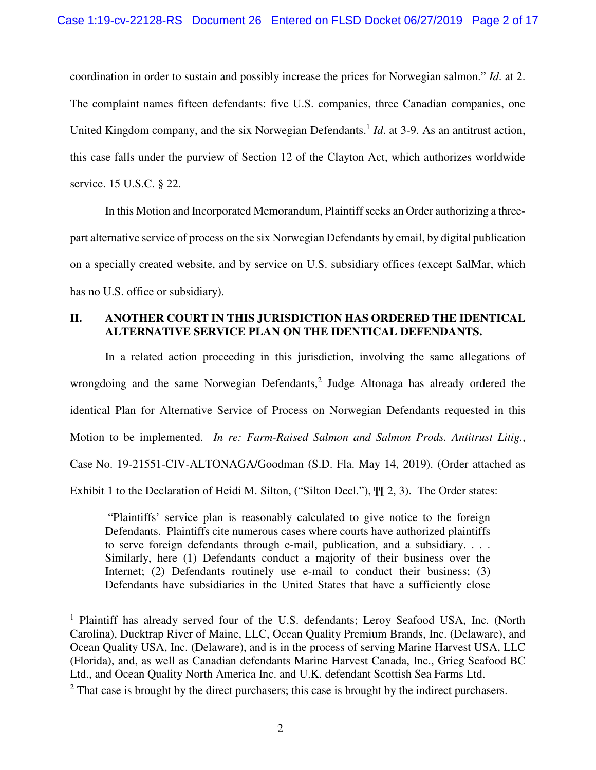coordination in order to sustain and possibly increase the prices for Norwegian salmon." *Id*. at 2. The complaint names fifteen defendants: five U.S. companies, three Canadian companies, one United Kingdom company, and the six Norwegian Defendants.[1] *Id*. at 3-9. As an antitrust action, this case falls under the purview of Section 12 of the Clayton Act, which authorizes worldwide service. 15 U.S.C. § 22.

In this Motion and Incorporated Memorandum, Plaintiff seeks an Order authorizing a three-part alternative service of process on the six Norwegian Defendants by email, by digital publication on a specially created website, and by service on U.S. subsidiary offices (except SalMar, which has no U.S. office or subsidiary).

## II. ANOTHER COURT IN THIS JURISDICTION HAS ORDERED THE IDENTICAL ALTERNATIVE SERVICE PLAN ON THE IDENTICAL DEFENDANTS.

In a related action proceeding in this jurisdiction, involving the same allegations of wrongdoing and the same Norwegian Defendants,[2] Judge Altonaga has already ordered the identical Plan for Alternative Service of Process on Norwegian Defendants requested in this Motion to be implemented. *In re: Farm-Raised Salmon and Salmon Prods. Antitrust Litig.*, Case No. 19-21551-CIV-ALTONAGA/Goodman (S.D. Fla. May 14, 2019). (Order attached as Exhibit 1 to the Declaration of Heidi M. Silton, ("Silton Decl."), ¶¶ 2, 3). The Order states:

> "Plaintiffs' service plan is reasonably calculated to give notice to the foreign Defendants. Plaintiffs cite numerous cases where courts have authorized plaintiffs to serve foreign defendants through e-mail, publication, and a subsidiary. . . . Similarly, here (1) Defendants conduct a majority of their business over the Internet; (2) Defendants routinely use e-mail to conduct their business; (3) Defendants have subsidiaries in the United States that have a sufficiently close

---

[1] Plaintiff has already served four of the U.S. defendants; Leroy Seafood USA, Inc. (North Carolina), Ducktrap River of Maine, LLC, Ocean Quality Premium Brands, Inc. (Delaware), and Ocean Quality USA, Inc. (Delaware), and is in the process of serving Marine Harvest USA, LLC (Florida), and, as well as Canadian defendants Marine Harvest Canada, Inc., Grieg Seafood BC Ltd., and Ocean Quality North America Inc. and U.K. defendant Scottish Sea Farms Ltd.

[2] That case is brought by the direct purchasers; this case is brought by the indirect purchasers.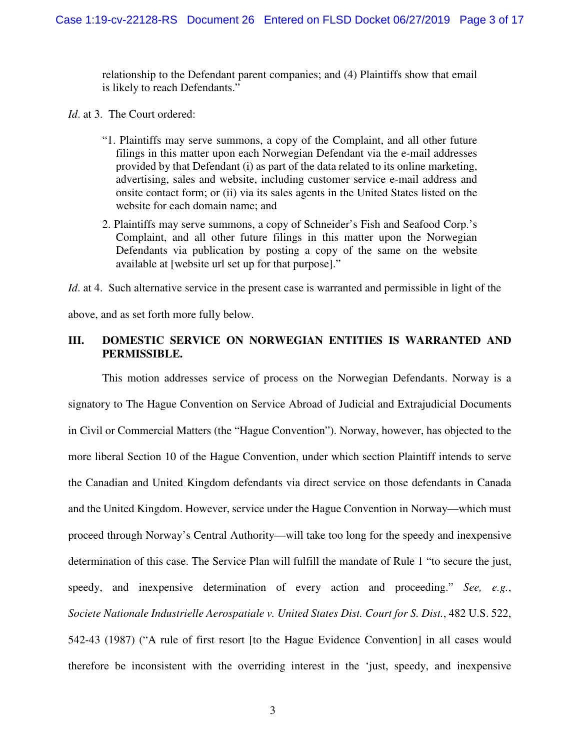relationship to the Defendant parent companies; and (4) Plaintiffs show that email is likely to reach Defendants."

*Id.* at 3. The Court ordered:

> "1. Plaintiffs may serve summons, a copy of the Complaint, and all other future filings in this matter upon each Norwegian Defendant via the e-mail addresses provided by that Defendant (i) as part of the data related to its online marketing, advertising, sales and website, including customer service e-mail address and onsite contact form; or (ii) via its sales agents in the United States listed on the website for each domain name; and
>
> 2. Plaintiffs may serve summons, a copy of Schneider's Fish and Seafood Corp.'s Complaint, and all other future filings in this matter upon the Norwegian Defendants via publication by posting a copy of the same on the website available at [website url set up for that purpose]."

*Id.* at 4. Such alternative service in the present case is warranted and permissible in light of the above, and as set forth more fully below.

## III. DOMESTIC SERVICE ON NORWEGIAN ENTITIES IS WARRANTED AND PERMISSIBLE.

This motion addresses service of process on the Norwegian Defendants. Norway is a signatory to The Hague Convention on Service Abroad of Judicial and Extrajudicial Documents in Civil or Commercial Matters (the "Hague Convention"). Norway, however, has objected to the more liberal Section 10 of the Hague Convention, under which section Plaintiff intends to serve the Canadian and United Kingdom defendants via direct service on those defendants in Canada and the United Kingdom. However, service under the Hague Convention in Norway—which must proceed through Norway's Central Authority—will take too long for the speedy and inexpensive determination of this case. The Service Plan will fulfill the mandate of Rule 1 "to secure the just, speedy, and inexpensive determination of every action and proceeding." *See, e.g.*, *Societe Nationale Industrielle Aerospatiale v. United States Dist. Court for S. Dist.*, 482 U.S. 522, 542-43 (1987) ("A rule of first resort [to the Hague Evidence Convention] in all cases would therefore be inconsistent with the overriding interest in the 'just, speedy, and inexpensive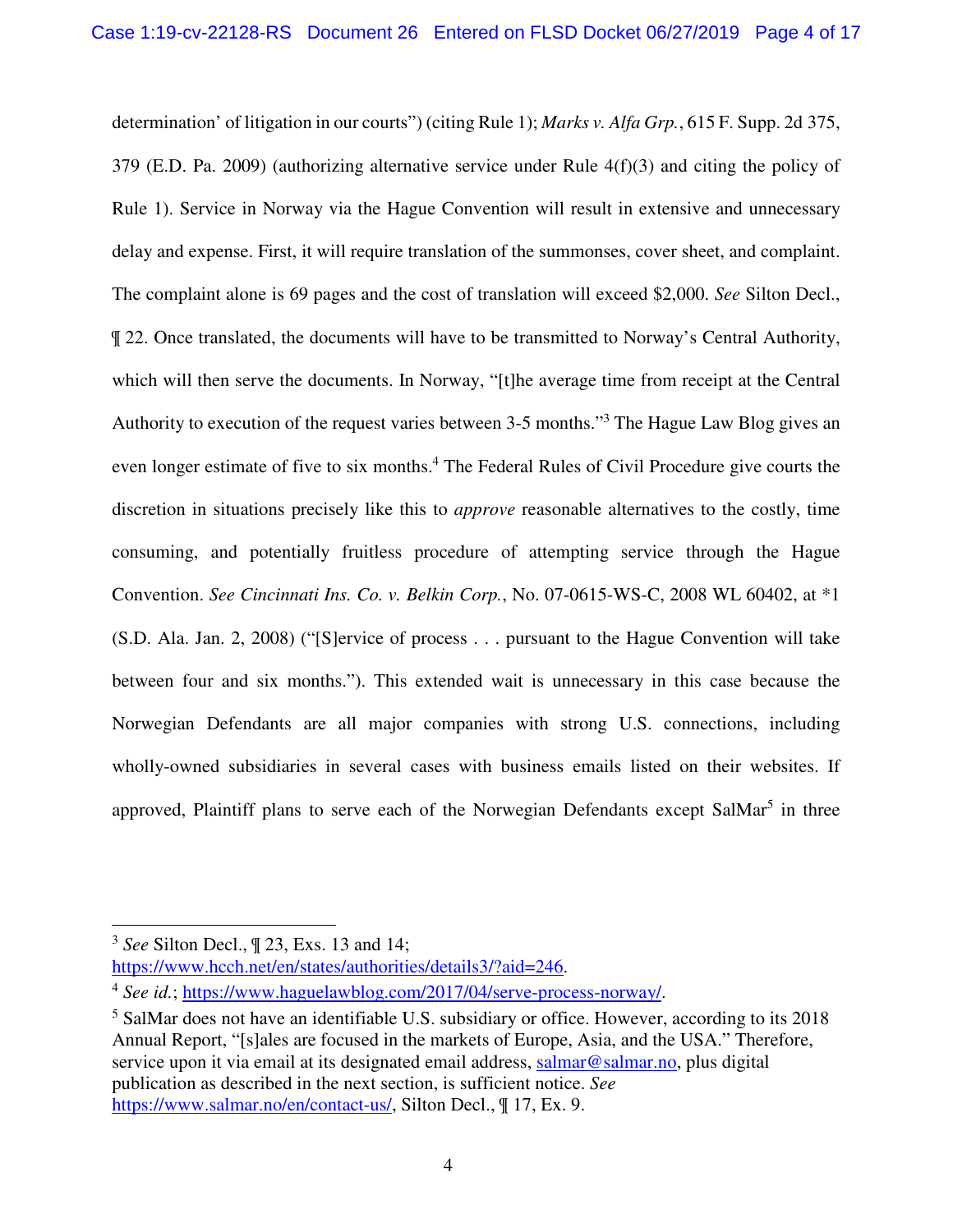determination' of litigation in our courts") (citing Rule 1); *Marks v. Alfa Grp.*, 615 F. Supp. 2d 375, 379 (E.D. Pa. 2009) (authorizing alternative service under Rule 4(f)(3) and citing the policy of Rule 1). Service in Norway via the Hague Convention will result in extensive and unnecessary delay and expense. First, it will require translation of the summonses, cover sheet, and complaint. The complaint alone is 69 pages and the cost of translation will exceed $2,000. *See* Silton Decl., ¶ 22. Once translated, the documents will have to be transmitted to Norway's Central Authority, which will then serve the documents. In Norway, "[t]he average time from receipt at the Central Authority to execution of the request varies between 3-5 months."[3] The Hague Law Blog gives an even longer estimate of five to six months.[4] The Federal Rules of Civil Procedure give courts the discretion in situations precisely like this to *approve* reasonable alternatives to the costly, time consuming, and potentially fruitless procedure of attempting service through the Hague Convention. *See Cincinnati Ins. Co. v. Belkin Corp.*, No. 07-0615-WS-C, 2008 WL 60402, at *1 (S.D. Ala. Jan. 2, 2008) ("[S]ervice of process . . . pursuant to the Hague Convention will take between four and six months."). This extended wait is unnecessary in this case because the Norwegian Defendants are all major companies with strong U.S. connections, including wholly-owned subsidiaries in several cases with business emails listed on their websites. If approved, Plaintiff plans to serve each of the Norwegian Defendants except SalMar[5] in three

---

[3] *See* Silton Decl., ¶ 23, Exs. 13 and 14; https://www.hcch.net/en/states/authorities/details3/?aid=246.

[4] *See id.*; https://www.haguelawblog.com/2017/04/serve-process-norway/.

[5] SalMar does not have an identifiable U.S. subsidiary or office. However, according to its 2018 Annual Report, "[s]ales are focused in the markets of Europe, Asia, and the USA." Therefore, service upon it via email at its designated email address, salmar@salmar.no, plus digital publication as described in the next section, is sufficient notice. *See* https://www.salmar.no/en/contact-us/, Silton Decl., ¶ 17, Ex. 9.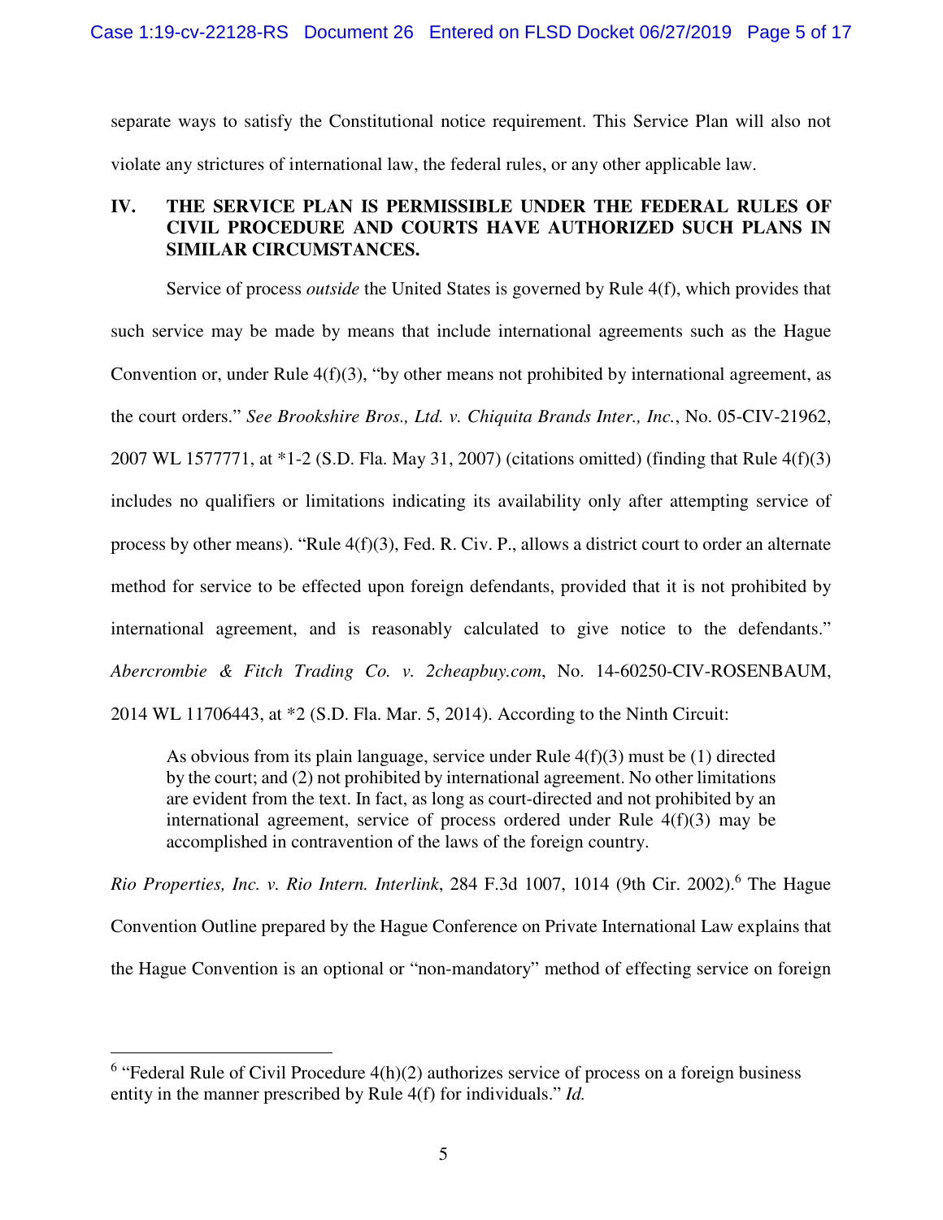separate ways to satisfy the Constitutional notice requirement. This Service Plan will also not violate any strictures of international law, the federal rules, or any other applicable law.

## IV. THE SERVICE PLAN IS PERMISSIBLE UNDER THE FEDERAL RULES OF CIVIL PROCEDURE AND COURTS HAVE AUTHORIZED SUCH PLANS IN SIMILAR CIRCUMSTANCES.

Service of process *outside* the United States is governed by Rule 4(f), which provides that such service may be made by means that include international agreements such as the Hague Convention or, under Rule 4(f)(3), "by other means not prohibited by international agreement, as the court orders." *See Brookshire Bros., Ltd. v. Chiquita Brands Inter., Inc.*, No. 05-CIV-21962, 2007 WL 1577771, at *1-2 (S.D. Fla. May 31, 2007) (citations omitted) (finding that Rule 4(f)(3) includes no qualifiers or limitations indicating its availability only after attempting service of process by other means). "Rule 4(f)(3), Fed. R. Civ. P., allows a district court to order an alternate method for service to be effected upon foreign defendants, provided that it is not prohibited by international agreement, and is reasonably calculated to give notice to the defendants." *Abercrombie & Fitch Trading Co. v. 2cheapbuy.com*, No. 14-60250-CIV-ROSENBAUM, 2014 WL 11706443, at *2 (S.D. Fla. Mar. 5, 2014). According to the Ninth Circuit:

> As obvious from its plain language, service under Rule 4(f)(3) must be (1) directed by the court; and (2) not prohibited by international agreement. No other limitations are evident from the text. In fact, as long as court-directed and not prohibited by an international agreement, service of process ordered under Rule 4(f)(3) may be accomplished in contravention of the laws of the foreign country.

*Rio Properties, Inc. v. Rio Intern. Interlink*, 284 F.3d 1007, 1014 (9th Cir. 2002).[6] The Hague Convention Outline prepared by the Hague Conference on Private International Law explains that the Hague Convention is an optional or "non-mandatory" method of effecting service on foreign

---

[6] "Federal Rule of Civil Procedure 4(h)(2) authorizes service of process on a foreign business entity in the manner prescribed by Rule 4(f) for individuals." *Id.*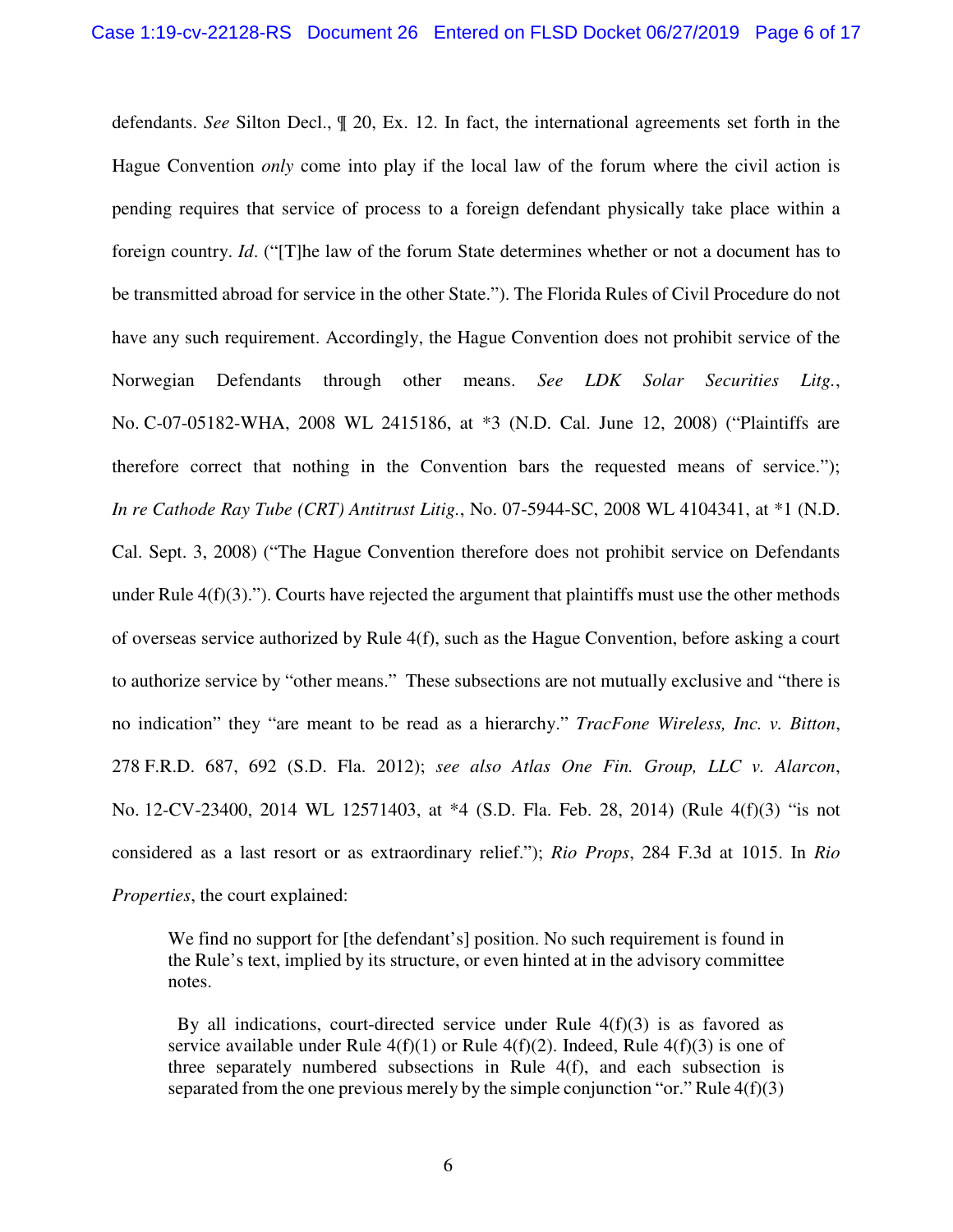defendants. *See* Silton Decl., ¶ 20, Ex. 12. In fact, the international agreements set forth in the Hague Convention *only* come into play if the local law of the forum where the civil action is pending requires that service of process to a foreign defendant physically take place within a foreign country. *Id*. ("[T]he law of the forum State determines whether or not a document has to be transmitted abroad for service in the other State."). The Florida Rules of Civil Procedure do not have any such requirement. Accordingly, the Hague Convention does not prohibit service of the Norwegian Defendants through other means. *See LDK Solar Securities Litg.*, No. C-07-05182-WHA, 2008 WL 2415186, at *3 (N.D. Cal. June 12, 2008) ("Plaintiffs are therefore correct that nothing in the Convention bars the requested means of service."); *In re Cathode Ray Tube (CRT) Antitrust Litig.*, No. 07-5944-SC, 2008 WL 4104341, at *1 (N.D. Cal. Sept. 3, 2008) ("The Hague Convention therefore does not prohibit service on Defendants under Rule 4(f)(3)."). Courts have rejected the argument that plaintiffs must use the other methods of overseas service authorized by Rule 4(f), such as the Hague Convention, before asking a court to authorize service by "other means." These subsections are not mutually exclusive and "there is no indication" they "are meant to be read as a hierarchy." *TracFone Wireless, Inc. v. Bitton*, 278 F.R.D. 687, 692 (S.D. Fla. 2012); *see also Atlas One Fin. Group, LLC v. Alarcon*, No. 12-CV-23400, 2014 WL 12571403, at *4 (S.D. Fla. Feb. 28, 2014) (Rule 4(f)(3) "is not considered as a last resort or as extraordinary relief."); *Rio Props*, 284 F.3d at 1015. In *Rio Properties*, the court explained:

> We find no support for [the defendant's] position. No such requirement is found in the Rule's text, implied by its structure, or even hinted at in the advisory committee notes.
>
> By all indications, court-directed service under Rule 4(f)(3) is as favored as service available under Rule 4(f)(1) or Rule 4(f)(2). Indeed, Rule 4(f)(3) is one of three separately numbered subsections in Rule 4(f), and each subsection is separated from the one previous merely by the simple conjunction "or." Rule 4(f)(3)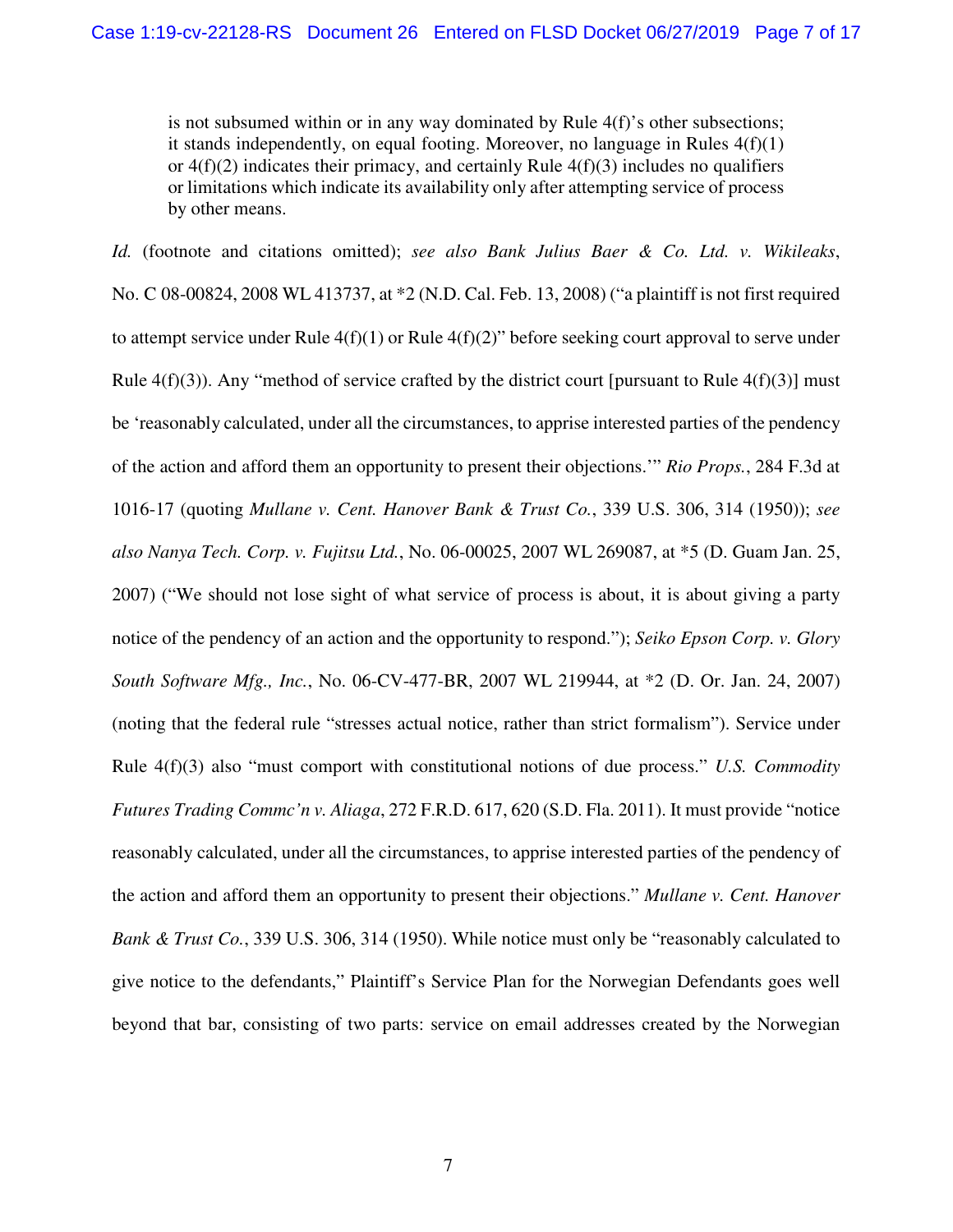> is not subsumed within or in any way dominated by Rule 4(f)'s other subsections; it stands independently, on equal footing. Moreover, no language in Rules 4(f)(1) or 4(f)(2) indicates their primacy, and certainly Rule 4(f)(3) includes no qualifiers or limitations which indicate its availability only after attempting service of process by other means.

*Id.* (footnote and citations omitted); *see also Bank Julius Baer & Co. Ltd. v. Wikileaks*, No. C 08-00824, 2008 WL 413737, at *2 (N.D. Cal. Feb. 13, 2008) ("a plaintiff is not first required to attempt service under Rule 4(f)(1) or Rule 4(f)(2)" before seeking court approval to serve under Rule 4(f)(3)). Any "method of service crafted by the district court [pursuant to Rule 4(f)(3)] must be 'reasonably calculated, under all the circumstances, to apprise interested parties of the pendency of the action and afford them an opportunity to present their objections.'" *Rio Props.*, 284 F.3d at 1016-17 (quoting *Mullane v. Cent. Hanover Bank & Trust Co.*, 339 U.S. 306, 314 (1950)); *see also Nanya Tech. Corp. v. Fujitsu Ltd.*, No. 06-00025, 2007 WL 269087, at *5 (D. Guam Jan. 25, 2007) ("We should not lose sight of what service of process is about, it is about giving a party notice of the pendency of an action and the opportunity to respond."); *Seiko Epson Corp. v. Glory South Software Mfg., Inc.*, No. 06-CV-477-BR, 2007 WL 219944, at *2 (D. Or. Jan. 24, 2007) (noting that the federal rule "stresses actual notice, rather than strict formalism"). Service under Rule 4(f)(3) also "must comport with constitutional notions of due process." *U.S. Commodity Futures Trading Commc'n v. Aliaga*, 272 F.R.D. 617, 620 (S.D. Fla. 2011). It must provide "notice reasonably calculated, under all the circumstances, to apprise interested parties of the pendency of the action and afford them an opportunity to present their objections." *Mullane v. Cent. Hanover Bank & Trust Co.*, 339 U.S. 306, 314 (1950). While notice must only be "reasonably calculated to give notice to the defendants," Plaintiff's Service Plan for the Norwegian Defendants goes well beyond that bar, consisting of two parts: service on email addresses created by the Norwegian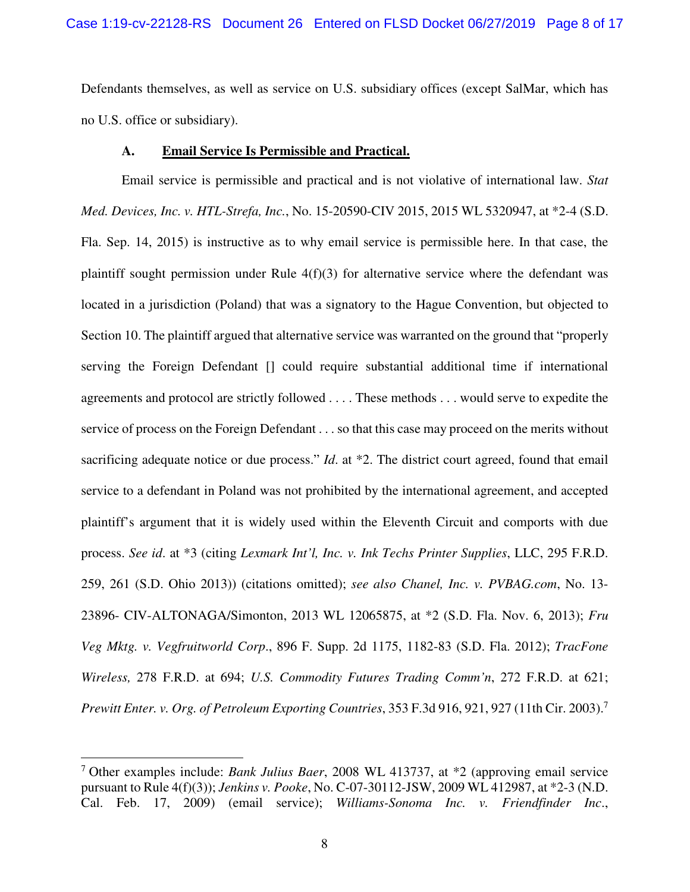Defendants themselves, as well as service on U.S. subsidiary offices (except SalMar, which has no U.S. office or subsidiary).

### A. <u>**Email Service Is Permissible and Practical.**</u>

Email service is permissible and practical and is not violative of international law. *Stat Med. Devices, Inc. v. HTL-Strefa, Inc.*, No. 15-20590-CIV 2015, 2015 WL 5320947, at *2-4 (S.D. Fla. Sep. 14, 2015) is instructive as to why email service is permissible here. In that case, the plaintiff sought permission under Rule 4(f)(3) for alternative service where the defendant was located in a jurisdiction (Poland) that was a signatory to the Hague Convention, but objected to Section 10. The plaintiff argued that alternative service was warranted on the ground that "properly serving the Foreign Defendant [] could require substantial additional time if international agreements and protocol are strictly followed . . . . These methods . . . would serve to expedite the service of process on the Foreign Defendant . . . so that this case may proceed on the merits without sacrificing adequate notice or due process." *Id*. at *2. The district court agreed, found that email service to a defendant in Poland was not prohibited by the international agreement, and accepted plaintiff's argument that it is widely used within the Eleventh Circuit and comports with due process. *See id*. at *3 (citing *Lexmark Int'l, Inc. v. Ink Techs Printer Supplies*, LLC, 295 F.R.D. 259, 261 (S.D. Ohio 2013)) (citations omitted); *see also Chanel, Inc. v. PVBAG.com*, No. 13-23896- CIV-ALTONAGA/Simonton, 2013 WL 12065875, at *2 (S.D. Fla. Nov. 6, 2013); *Fru Veg Mktg. v. Vegfruitworld Corp*., 896 F. Supp. 2d 1175, 1182-83 (S.D. Fla. 2012); *TracFone Wireless,* 278 F.R.D. at 694; *U.S. Commodity Futures Trading Comm'n*, 272 F.R.D. at 621; *Prewitt Enter. v. Org. of Petroleum Exporting Countries*, 353 F.3d 916, 921, 927 (11th Cir. 2003).[7]

---

[7] Other examples include: *Bank Julius Baer*, 2008 WL 413737, at *2 (approving email service pursuant to Rule 4(f)(3)); *Jenkins v. Pooke*, No. C-07-30112-JSW, 2009 WL 412987, at *2-3 (N.D. Cal. Feb. 17, 2009) (email service); *Williams-Sonoma Inc. v. Friendfinder Inc*.,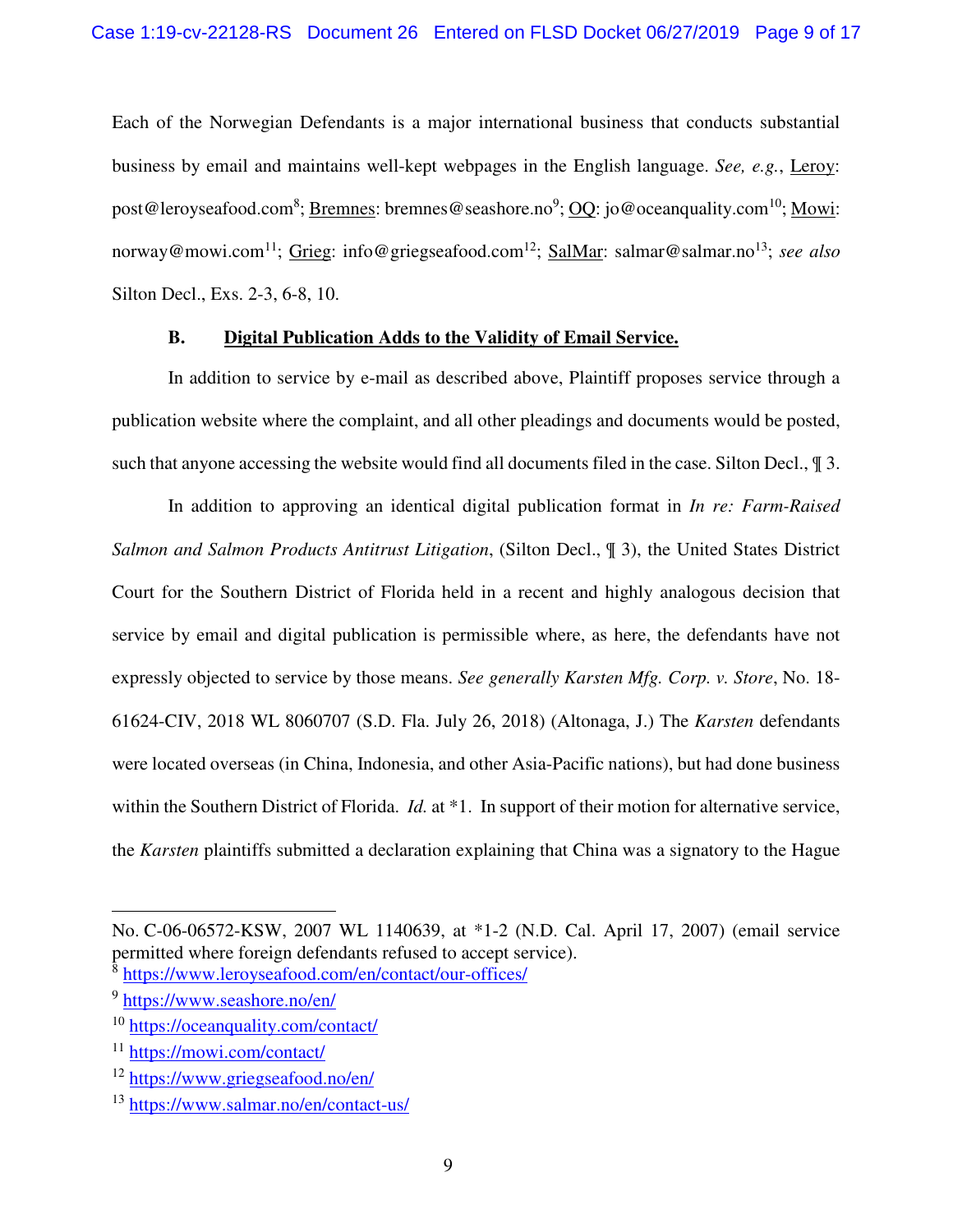Each of the Norwegian Defendants is a major international business that conducts substantial business by email and maintains well-kept webpages in the English language. *See, e.g.*, Leroy: post@leroyseafood.com[8]; Bremnes: bremnes@seashore.no[9]; OQ: jo@oceanquality.com[10]; Mowi: norway@mowi.com[11]; Grieg: info@griegseafood.com[12]; SalMar: salmar@salmar.no[13]; *see also* Silton Decl., Exs. 2-3, 6-8, 10.

### B. Digital Publication Adds to the Validity of Email Service.

In addition to service by e-mail as described above, Plaintiff proposes service through a publication website where the complaint, and all other pleadings and documents would be posted, such that anyone accessing the website would find all documents filed in the case. Silton Decl., ¶ 3.

In addition to approving an identical digital publication format in *In re: Farm-Raised Salmon and Salmon Products Antitrust Litigation*, (Silton Decl., ¶ 3), the United States District Court for the Southern District of Florida held in a recent and highly analogous decision that service by email and digital publication is permissible where, as here, the defendants have not expressly objected to service by those means. *See generally Karsten Mfg. Corp. v. Store*, No. 18-61624-CIV, 2018 WL 8060707 (S.D. Fla. July 26, 2018) (Altonaga, J.) The *Karsten* defendants were located overseas (in China, Indonesia, and other Asia-Pacific nations), but had done business within the Southern District of Florida. *Id.* at *1. In support of their motion for alternative service, the *Karsten* plaintiffs submitted a declaration explaining that China was a signatory to the Hague

---

No. C-06-06572-KSW, 2007 WL 1140639, at *1-2 (N.D. Cal. April 17, 2007) (email service permitted where foreign defendants refused to accept service).

[8] https://www.leroyseafood.com/en/contact/our-offices/

[9] https://www.seashore.no/en/

[10] https://oceanquality.com/contact/

[11] https://mowi.com/contact/

[12] https://www.griegseafood.no/en/

[13] https://www.salmar.no/en/contact-us/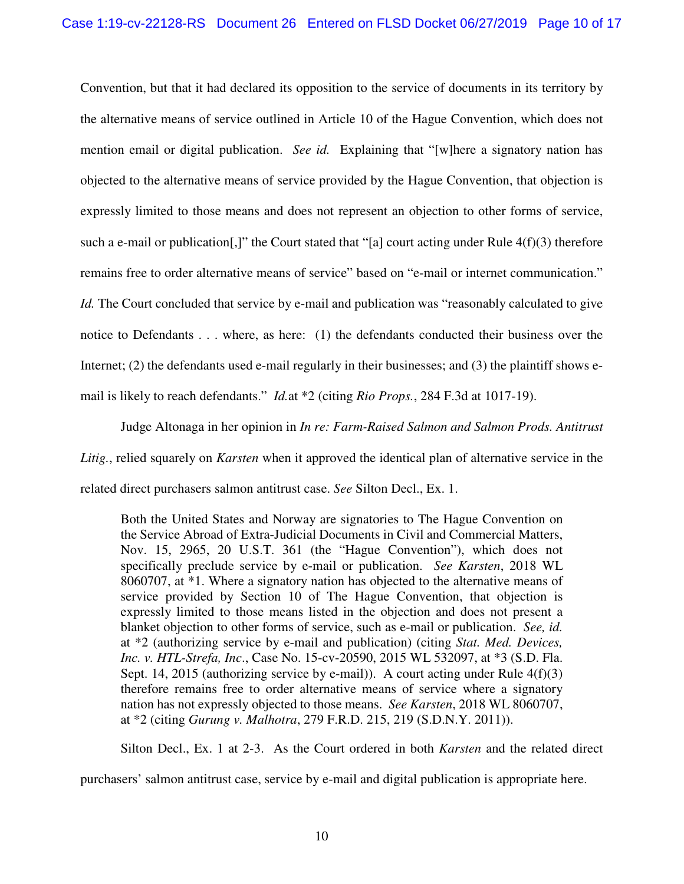Convention, but that it had declared its opposition to the service of documents in its territory by the alternative means of service outlined in Article 10 of the Hague Convention, which does not mention email or digital publication. *See id.* Explaining that "[w]here a signatory nation has objected to the alternative means of service provided by the Hague Convention, that objection is expressly limited to those means and does not represent an objection to other forms of service, such a e-mail or publication[,]" the Court stated that "[a] court acting under Rule 4(f)(3) therefore remains free to order alternative means of service" based on "e-mail or internet communication." *Id.* The Court concluded that service by e-mail and publication was "reasonably calculated to give notice to Defendants . . . where, as here: (1) the defendants conducted their business over the Internet; (2) the defendants used e-mail regularly in their businesses; and (3) the plaintiff shows e-mail is likely to reach defendants." *Id.*at *2 (citing *Rio Props.*, 284 F.3d at 1017-19).

Judge Altonaga in her opinion in *In re: Farm-Raised Salmon and Salmon Prods. Antitrust Litig.*, relied squarely on *Karsten* when it approved the identical plan of alternative service in the related direct purchasers salmon antitrust case. *See* Silton Decl., Ex. 1.

> Both the United States and Norway are signatories to The Hague Convention on the Service Abroad of Extra-Judicial Documents in Civil and Commercial Matters, Nov. 15, 2965, 20 U.S.T. 361 (the "Hague Convention"), which does not specifically preclude service by e-mail or publication. *See Karsten*, 2018 WL 8060707, at *1. Where a signatory nation has objected to the alternative means of service provided by Section 10 of The Hague Convention, that objection is expressly limited to those means listed in the objection and does not present a blanket objection to other forms of service, such as e-mail or publication. *See, id.* at *2 (authorizing service by e-mail and publication) (citing *Stat. Med. Devices, Inc. v. HTL-Strefa, Inc*., Case No. 15-cv-20590, 2015 WL 532097, at *3 (S.D. Fla. Sept. 14, 2015 (authorizing service by e-mail)). A court acting under Rule 4(f)(3) therefore remains free to order alternative means of service where a signatory nation has not expressly objected to those means. *See Karsten*, 2018 WL 8060707, at *2 (citing *Gurung v. Malhotra*, 279 F.R.D. 215, 219 (S.D.N.Y. 2011)).

Silton Decl., Ex. 1 at 2-3. As the Court ordered in both *Karsten* and the related direct purchasers' salmon antitrust case, service by e-mail and digital publication is appropriate here.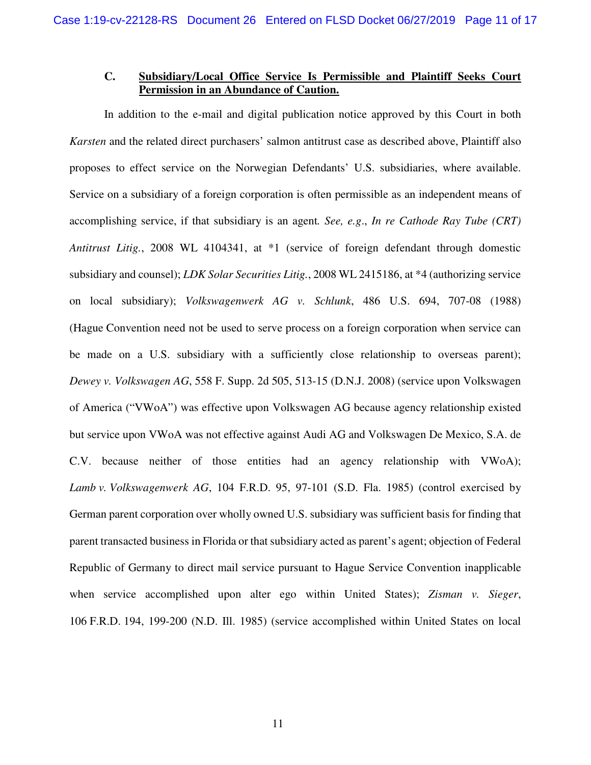### C. <u>Subsidiary/Local Office Service Is Permissible and Plaintiff Seeks Court Permission in an Abundance of Caution.</u>

In addition to the e-mail and digital publication notice approved by this Court in both *Karsten* and the related direct purchasers' salmon antitrust case as described above, Plaintiff also proposes to effect service on the Norwegian Defendants' U.S. subsidiaries, where available. Service on a subsidiary of a foreign corporation is often permissible as an independent means of accomplishing service, if that subsidiary is an agent*. See, e.g*., *In re Cathode Ray Tube (CRT) Antitrust Litig.*, 2008 WL 4104341, at *1 (service of foreign defendant through domestic subsidiary and counsel); *LDK Solar Securities Litig.*, 2008 WL 2415186, at *4 (authorizing service on local subsidiary); *Volkswagenwerk AG v. Schlunk*, 486 U.S. 694, 707-08 (1988) (Hague Convention need not be used to serve process on a foreign corporation when service can be made on a U.S. subsidiary with a sufficiently close relationship to overseas parent); *Dewey v. Volkswagen AG*, 558 F. Supp. 2d 505, 513-15 (D.N.J. 2008) (service upon Volkswagen of America ("VWoA") was effective upon Volkswagen AG because agency relationship existed but service upon VWoA was not effective against Audi AG and Volkswagen De Mexico, S.A. de C.V. because neither of those entities had an agency relationship with VWoA); *Lamb v. Volkswagenwerk AG*, 104 F.R.D. 95, 97-101 (S.D. Fla. 1985) (control exercised by German parent corporation over wholly owned U.S. subsidiary was sufficient basis for finding that parent transacted business in Florida or that subsidiary acted as parent's agent; objection of Federal Republic of Germany to direct mail service pursuant to Hague Service Convention inapplicable when service accomplished upon alter ego within United States); *Zisman v. Sieger*, 106 F.R.D. 194, 199-200 (N.D. Ill. 1985) (service accomplished within United States on local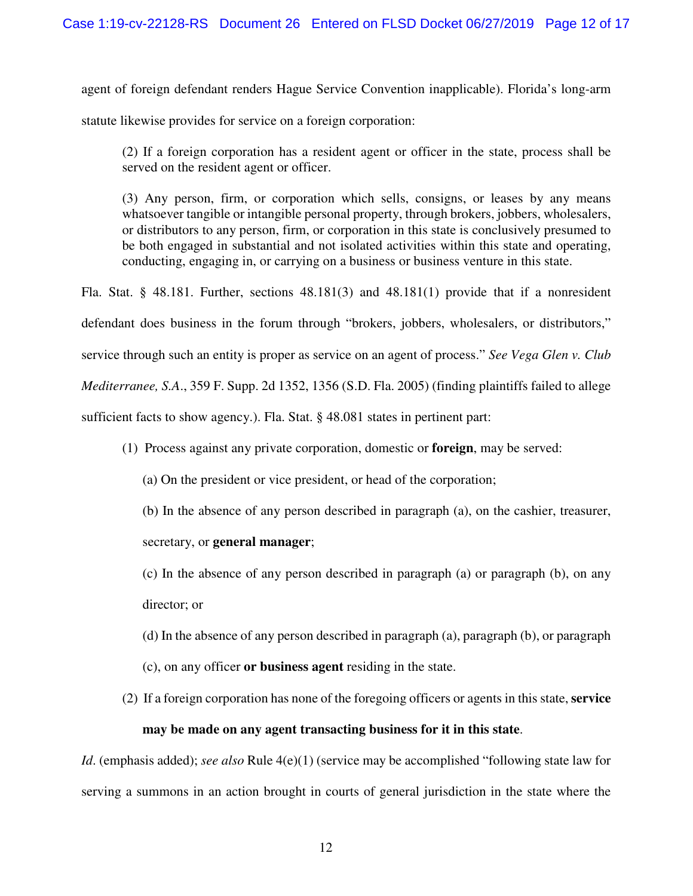agent of foreign defendant renders Hague Service Convention inapplicable). Florida's long-arm statute likewise provides for service on a foreign corporation:

> (2) If a foreign corporation has a resident agent or officer in the state, process shall be served on the resident agent or officer.
>
> (3) Any person, firm, or corporation which sells, consigns, or leases by any means whatsoever tangible or intangible personal property, through brokers, jobbers, wholesalers, or distributors to any person, firm, or corporation in this state is conclusively presumed to be both engaged in substantial and not isolated activities within this state and operating, conducting, engaging in, or carrying on a business or business venture in this state.

Fla. Stat. § 48.181. Further, sections 48.181(3) and 48.181(1) provide that if a nonresident defendant does business in the forum through "brokers, jobbers, wholesalers, or distributors," service through such an entity is proper as service on an agent of process." *See Vega Glen v. Club Mediterranee, S.A.*, 359 F. Supp. 2d 1352, 1356 (S.D. Fla. 2005) (finding plaintiffs failed to allege sufficient facts to show agency.). Fla. Stat. § 48.081 states in pertinent part:

> (1) Process against any private corporation, domestic or **foreign**, may be served:
>
> (a) On the president or vice president, or head of the corporation;
>
> (b) In the absence of any person described in paragraph (a), on the cashier, treasurer, secretary, or **general manager**;
>
> (c) In the absence of any person described in paragraph (a) or paragraph (b), on any director; or
>
> (d) In the absence of any person described in paragraph (a), paragraph (b), or paragraph (c), on any officer **or business agent** residing in the state.
>
> (2) If a foreign corporation has none of the foregoing officers or agents in this state, **service may be made on any agent transacting business for it in this state**.

*Id.* (emphasis added); *see also* Rule 4(e)(1) (service may be accomplished "following state law for serving a summons in an action brought in courts of general jurisdiction in the state where the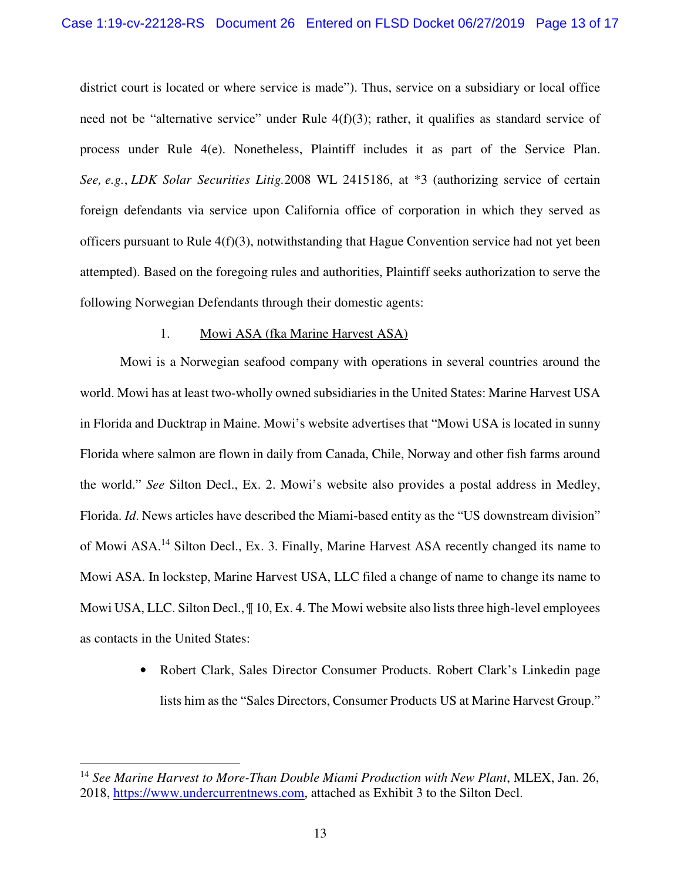district court is located or where service is made"). Thus, service on a subsidiary or local office need not be "alternative service" under Rule 4(f)(3); rather, it qualifies as standard service of process under Rule 4(e). Nonetheless, Plaintiff includes it as part of the Service Plan. *See, e.g.*, *LDK Solar Securities Litig.*2008 WL 2415186, at *3 (authorizing service of certain foreign defendants via service upon California office of corporation in which they served as officers pursuant to Rule 4(f)(3), notwithstanding that Hague Convention service had not yet been attempted). Based on the foregoing rules and authorities, Plaintiff seeks authorization to serve the following Norwegian Defendants through their domestic agents:

1. <u>Mowi ASA (fka Marine Harvest ASA)</u>

Mowi is a Norwegian seafood company with operations in several countries around the world. Mowi has at least two-wholly owned subsidiaries in the United States: Marine Harvest USA in Florida and Ducktrap in Maine. Mowi's website advertises that "Mowi USA is located in sunny Florida where salmon are flown in daily from Canada, Chile, Norway and other fish farms around the world." *See* Silton Decl., Ex. 2. Mowi's website also provides a postal address in Medley, Florida. *Id*. News articles have described the Miami-based entity as the "US downstream division" of Mowi ASA.[14] Silton Decl., Ex. 3. Finally, Marine Harvest ASA recently changed its name to Mowi ASA. In lockstep, Marine Harvest USA, LLC filed a change of name to change its name to Mowi USA, LLC. Silton Decl., ¶ 10, Ex. 4. The Mowi website also lists three high-level employees as contacts in the United States:

- Robert Clark, Sales Director Consumer Products. Robert Clark's Linkedin page lists him as the "Sales Directors, Consumer Products US at Marine Harvest Group."

---

[14] *See Marine Harvest to More-Than Double Miami Production with New Plant*, MLEX, Jan. 26, 2018, https://www.undercurrentnews.com, attached as Exhibit 3 to the Silton Decl.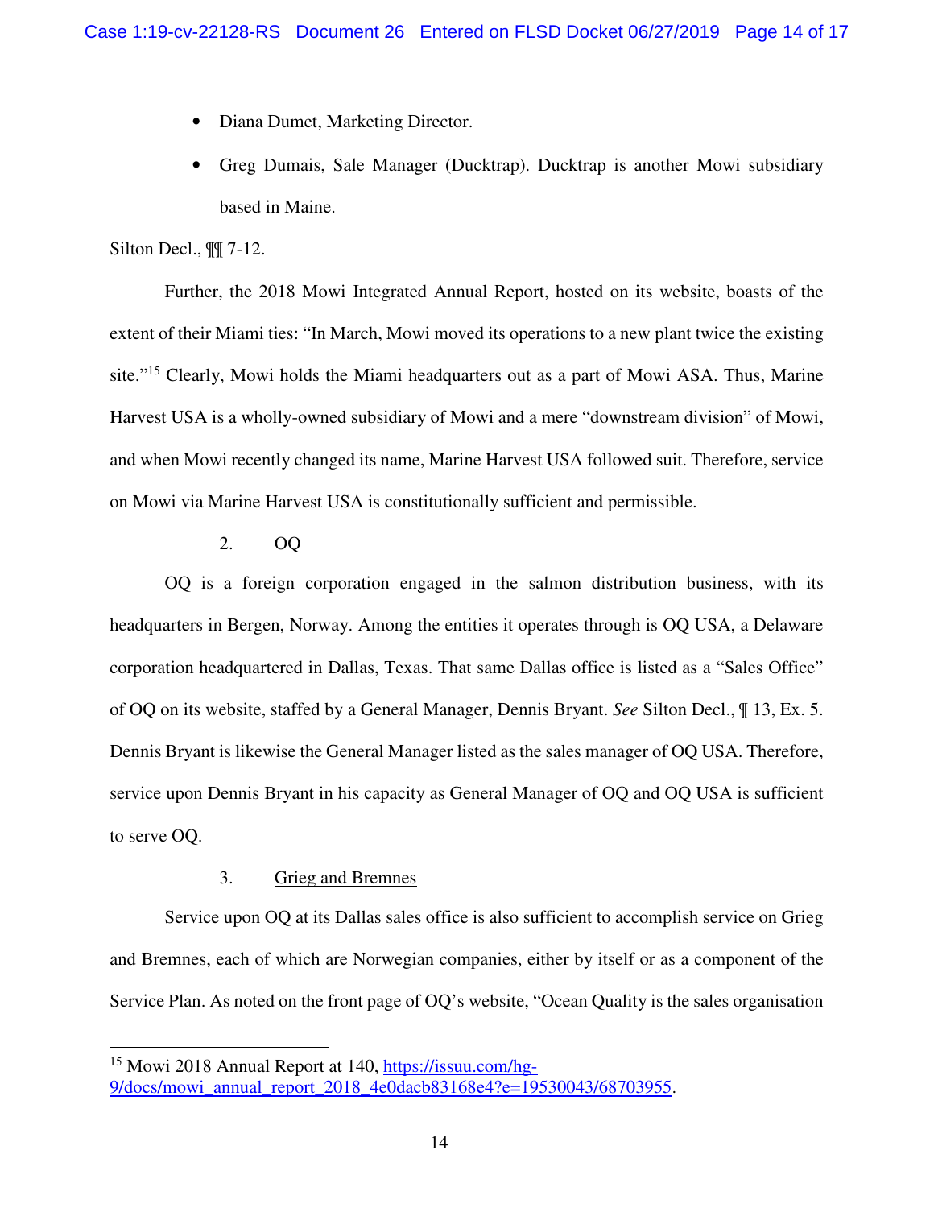- Diana Dumet, Marketing Director.
- Greg Dumais, Sale Manager (Ducktrap). Ducktrap is another Mowi subsidiary based in Maine.

Silton Decl., ¶¶ 7-12.

Further, the 2018 Mowi Integrated Annual Report, hosted on its website, boasts of the extent of their Miami ties: "In March, Mowi moved its operations to a new plant twice the existing site."[15] Clearly, Mowi holds the Miami headquarters out as a part of Mowi ASA. Thus, Marine Harvest USA is a wholly-owned subsidiary of Mowi and a mere "downstream division" of Mowi, and when Mowi recently changed its name, Marine Harvest USA followed suit. Therefore, service on Mowi via Marine Harvest USA is constitutionally sufficient and permissible.

2. <u>OQ</u>

OQ is a foreign corporation engaged in the salmon distribution business, with its headquarters in Bergen, Norway. Among the entities it operates through is OQ USA, a Delaware corporation headquartered in Dallas, Texas. That same Dallas office is listed as a "Sales Office" of OQ on its website, staffed by a General Manager, Dennis Bryant. *See* Silton Decl., ¶ 13, Ex. 5. Dennis Bryant is likewise the General Manager listed as the sales manager of OQ USA. Therefore, service upon Dennis Bryant in his capacity as General Manager of OQ and OQ USA is sufficient to serve OQ.

3. <u>Grieg and Bremnes</u>

Service upon OQ at its Dallas sales office is also sufficient to accomplish service on Grieg and Bremnes, each of which are Norwegian companies, either by itself or as a component of the Service Plan. As noted on the front page of OQ's website, "Ocean Quality is the sales organisation

---

[15] Mowi 2018 Annual Report at 140, https://issuu.com/hg-9/docs/mowi_annual_report_2018_4e0dacb83168e4?e=19530043/68703955.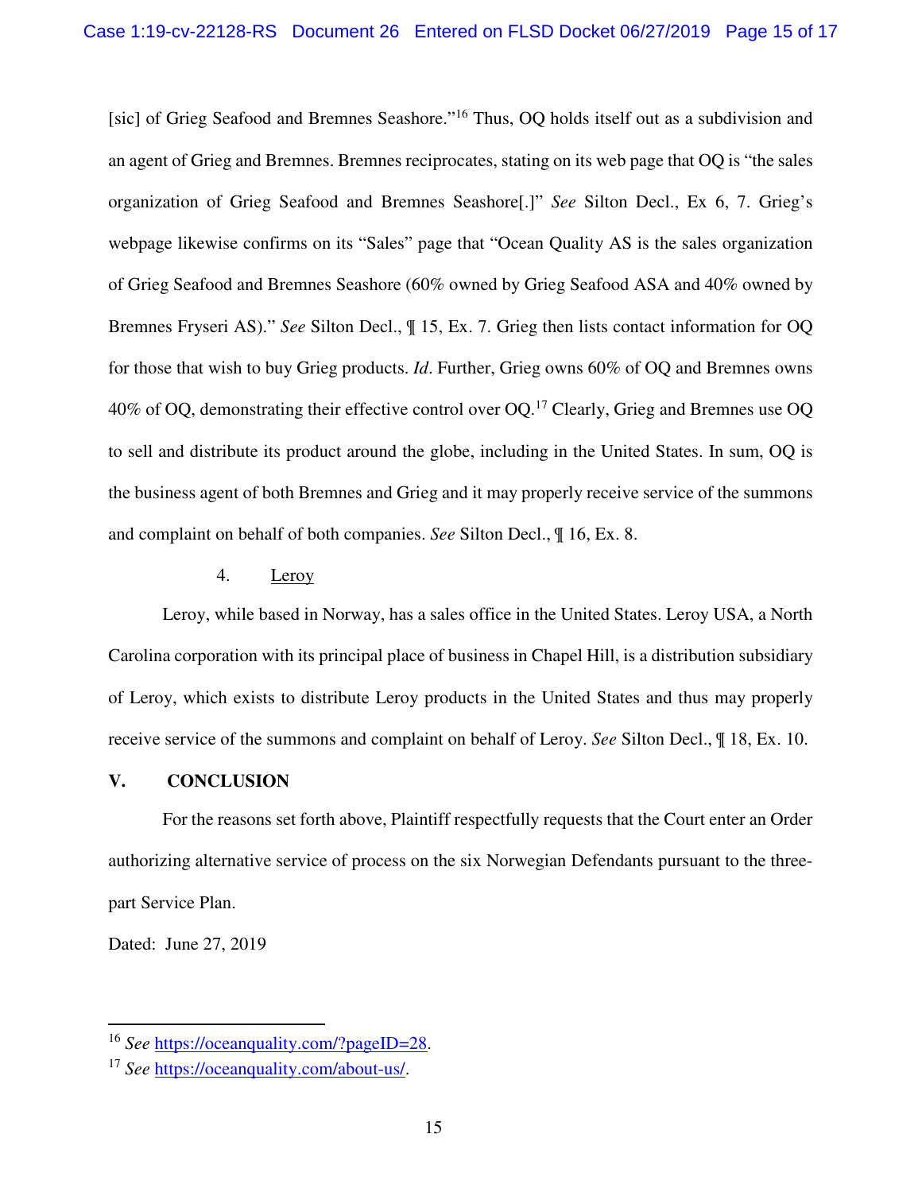[sic] of Grieg Seafood and Bremnes Seashore."[16] Thus, OQ holds itself out as a subdivision and an agent of Grieg and Bremnes. Bremnes reciprocates, stating on its web page that OQ is "the sales organization of Grieg Seafood and Bremnes Seashore[.]" *See* Silton Decl., Ex 6, 7. Grieg's webpage likewise confirms on its "Sales" page that "Ocean Quality AS is the sales organization of Grieg Seafood and Bremnes Seashore (60% owned by Grieg Seafood ASA and 40% owned by Bremnes Fryseri AS)." *See* Silton Decl., ¶ 15, Ex. 7. Grieg then lists contact information for OQ for those that wish to buy Grieg products. *Id*. Further, Grieg owns 60% of OQ and Bremnes owns 40% of OQ, demonstrating their effective control over OQ.[17] Clearly, Grieg and Bremnes use OQ to sell and distribute its product around the globe, including in the United States. In sum, OQ is the business agent of both Bremnes and Grieg and it may properly receive service of the summons and complaint on behalf of both companies. *See* Silton Decl., ¶ 16, Ex. 8.

4. Leroy

Leroy, while based in Norway, has a sales office in the United States. Leroy USA, a North Carolina corporation with its principal place of business in Chapel Hill, is a distribution subsidiary of Leroy, which exists to distribute Leroy products in the United States and thus may properly receive service of the summons and complaint on behalf of Leroy. *See* Silton Decl., ¶ 18, Ex. 10.

## V. CONCLUSION

For the reasons set forth above, Plaintiff respectfully requests that the Court enter an Order authorizing alternative service of process on the six Norwegian Defendants pursuant to the three-part Service Plan.

Dated: June 27, 2019

---

[16] *See* https://oceanquality.com/?pageID=28.

[17] *See* https://oceanquality.com/about-us/.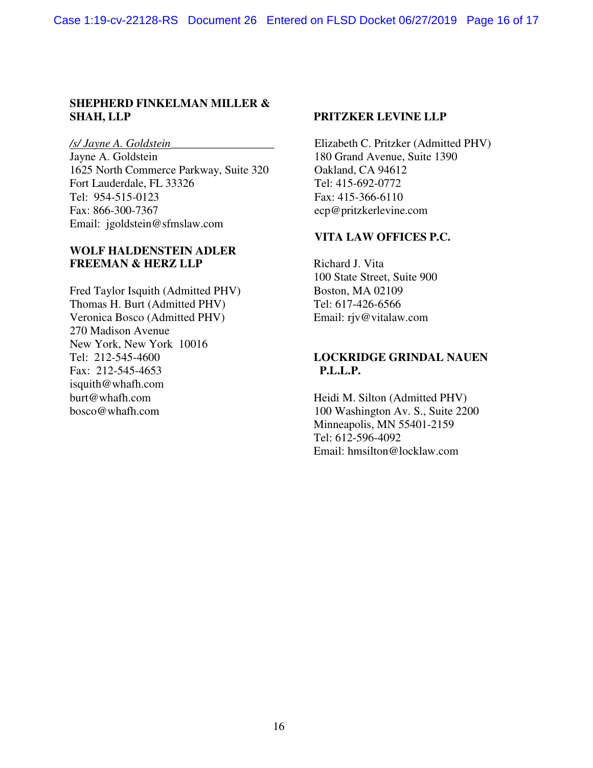**SHEPHERD FINKELMAN MILLER & SHAH, LLP**

*/s/ Jayne A. Goldstein*\_\_\_\_\_\_\_\_\_\_\_\_\_\_\_\_\_\_
Jayne A. Goldstein
1625 North Commerce Parkway, Suite 320
Fort Lauderdale, FL 33326
Tel: 954-515-0123
Fax: 866-300-7367
Email: jgoldstein@sfmslaw.com

**WOLF HALDENSTEIN ADLER FREEMAN & HERZ LLP**

Fred Taylor Isquith (Admitted PHV)
Thomas H. Burt (Admitted PHV)
Veronica Bosco (Admitted PHV)
270 Madison Avenue
New York, New York 10016
Tel: 212-545-4600
Fax: 212-545-4653
isquith@whafh.com
burt@whafh.com
bosco@whafh.com

**PRITZKER LEVINE LLP**

Elizabeth C. Pritzker (Admitted PHV)
180 Grand Avenue, Suite 1390
Oakland, CA 94612
Tel: 415-692-0772
Fax: 415-366-6110
ecp@pritzkerlevine.com

**VITA LAW OFFICES P.C.**

Richard J. Vita
100 State Street, Suite 900
Boston, MA 02109
Tel: 617-426-6566
Email: rjv@vitalaw.com

**LOCKRIDGE GRINDAL NAUEN P.L.L.P.**

Heidi M. Silton (Admitted PHV)
100 Washington Av. S., Suite 2200
Minneapolis, MN 55401-2159
Tel: 612-596-4092
Email: hmsilton@locklaw.com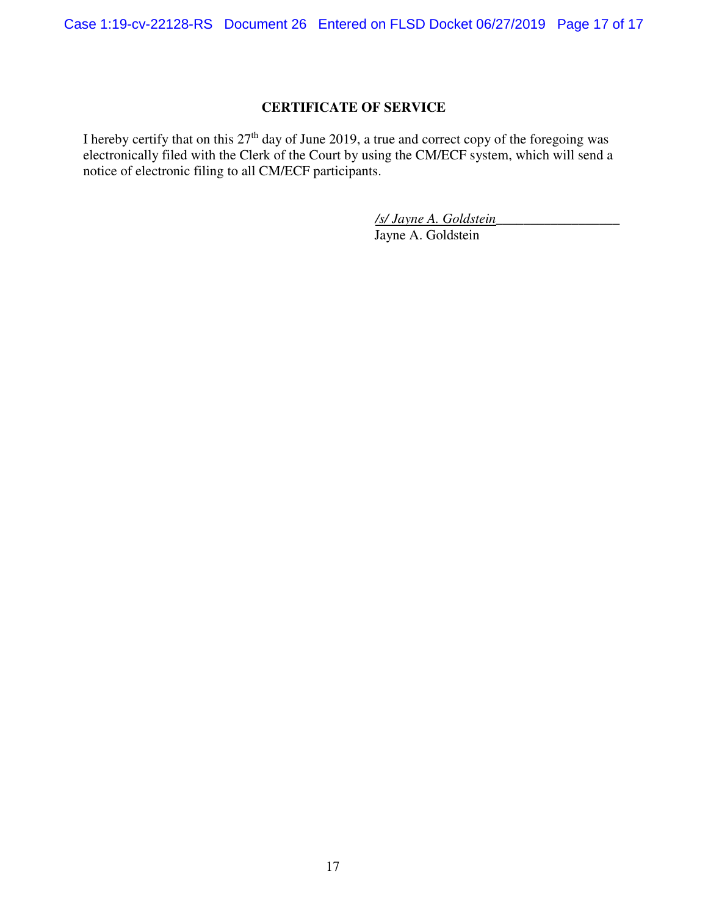## CERTIFICATE OF SERVICE

I hereby certify that on this 27th day of June 2019, a true and correct copy of the foregoing was electronically filed with the Clerk of the Court by using the CM/ECF system, which will send a notice of electronic filing to all CM/ECF participants.

*/s/ Jayne A. Goldstein*__________________
Jayne A. Goldstein